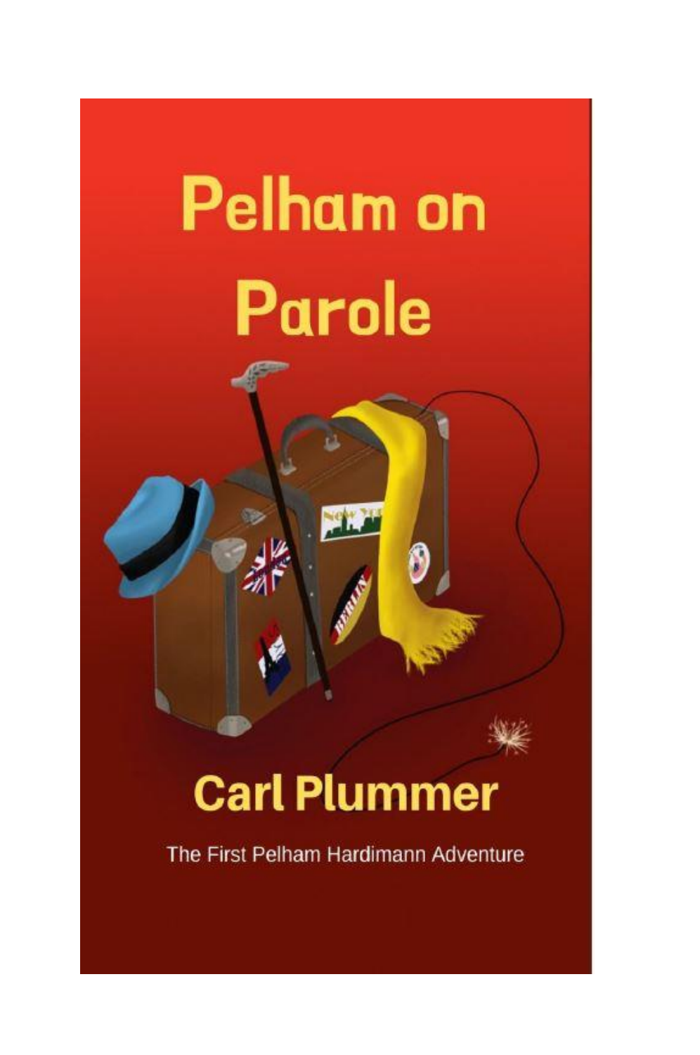# Pelham on Parole

## Carl Plummer

The First Pelham Hardimann Adventure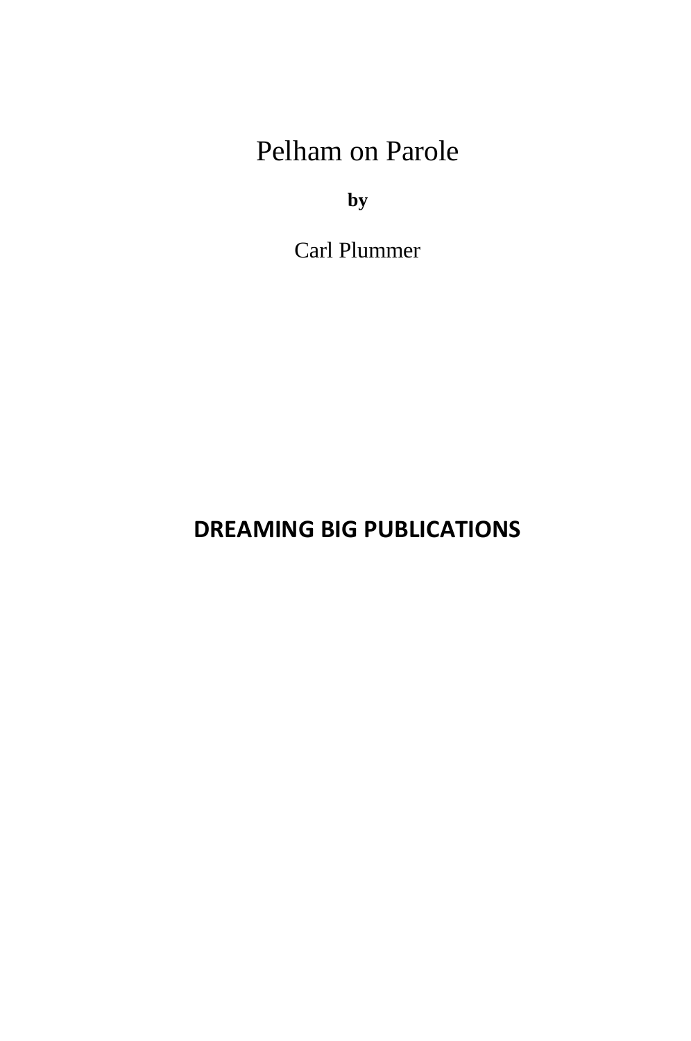# Pelham on Parole

**by**

Carl Plummer

**DREAMING BIG PUBLICATIONS**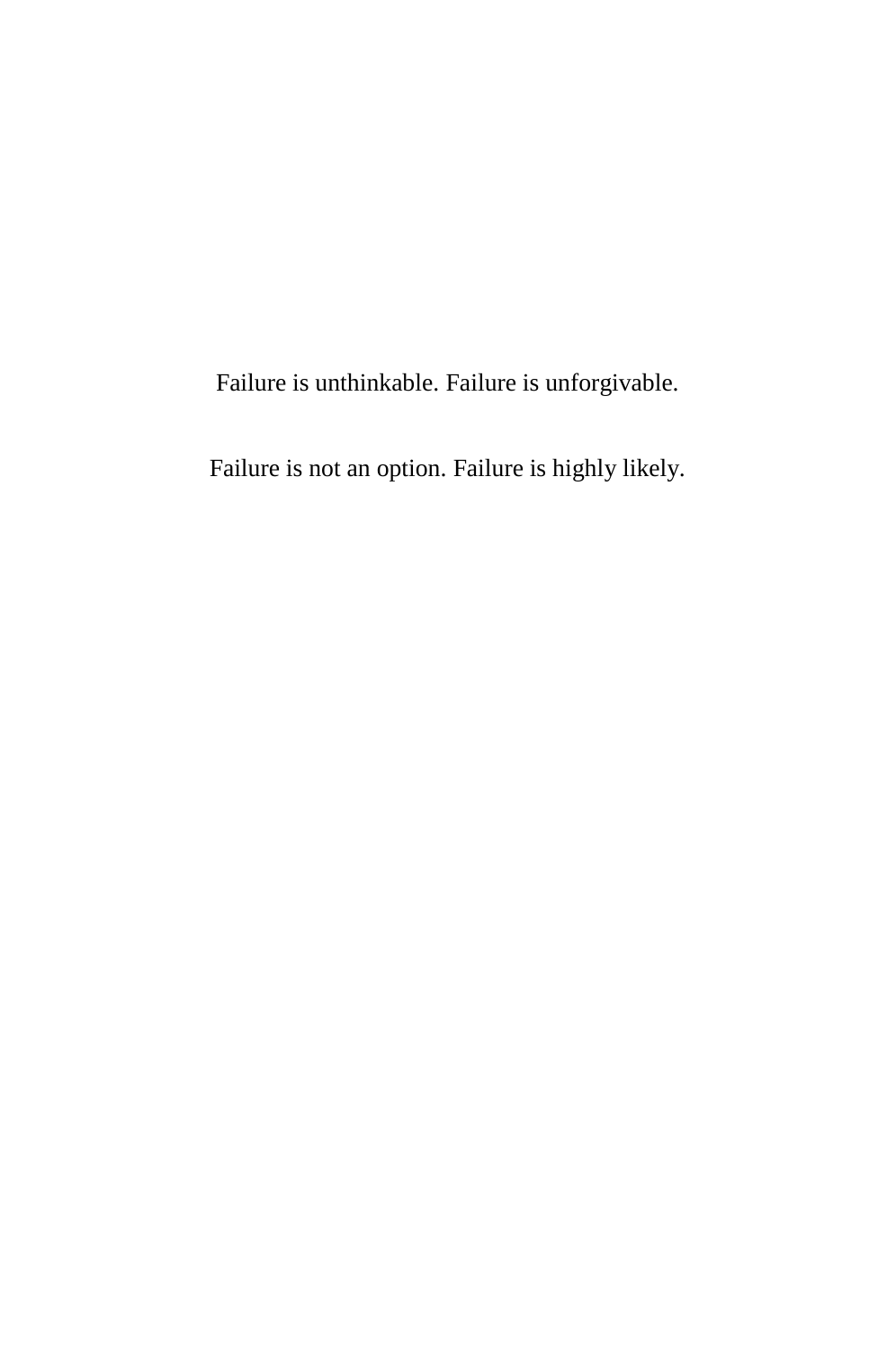Failure is unthinkable. Failure is unforgivable.

Failure is not an option. Failure is highly likely.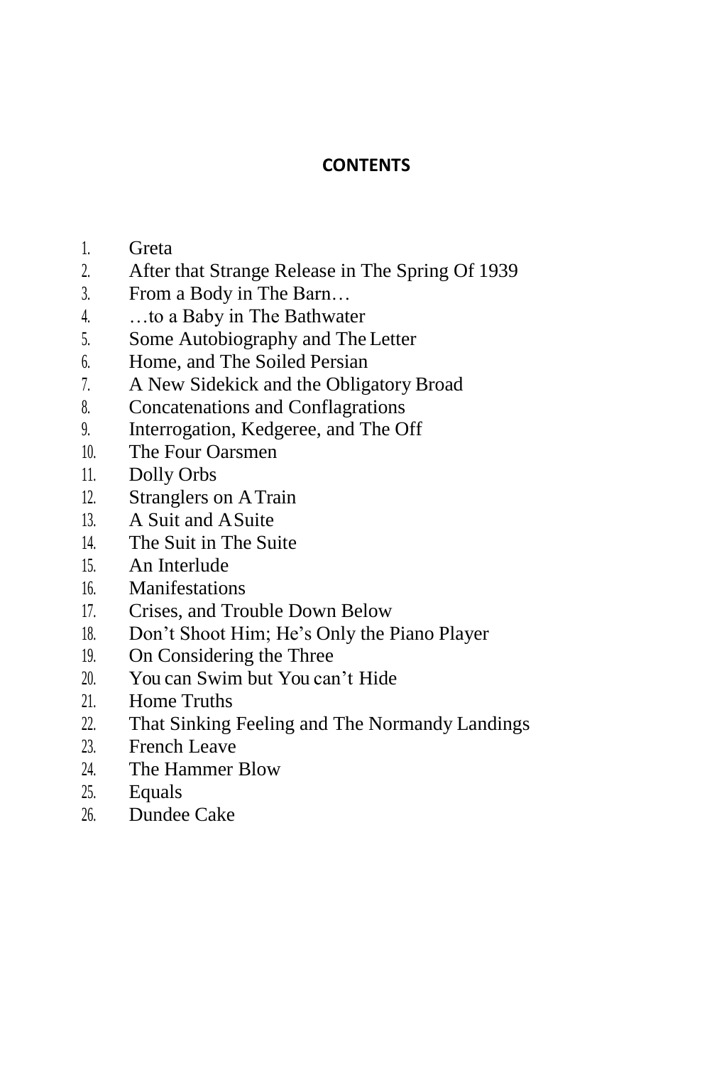# CONTENTS

1. Greta
2. After that Strange Release in The Spring Of 1939
3. From a Body in The Barn…
4. …to a Baby in The Bathwater
5. Some Autobiography and The Letter
6. Home, and The Soiled Persian
7. A New Sidekick and the Obligatory Broad
8. Concatenations and Conflagrations
9. Interrogation, Kedgeree, and The Off
10. The Four Oarsmen
11. Dolly Orbs
12. Stranglers on A Train
13. A Suit and A Suite
14. The Suit in The Suite
15. An Interlude
16. Manifestations
17. Crises, and Trouble Down Below
18. Don't Shoot Him; He's Only the Piano Player
19. On Considering the Three
20. You can Swim but You can't Hide
21. Home Truths
22. That Sinking Feeling and The Normandy Landings
23. French Leave
24. The Hammer Blow
25. Equals
26. Dundee Cake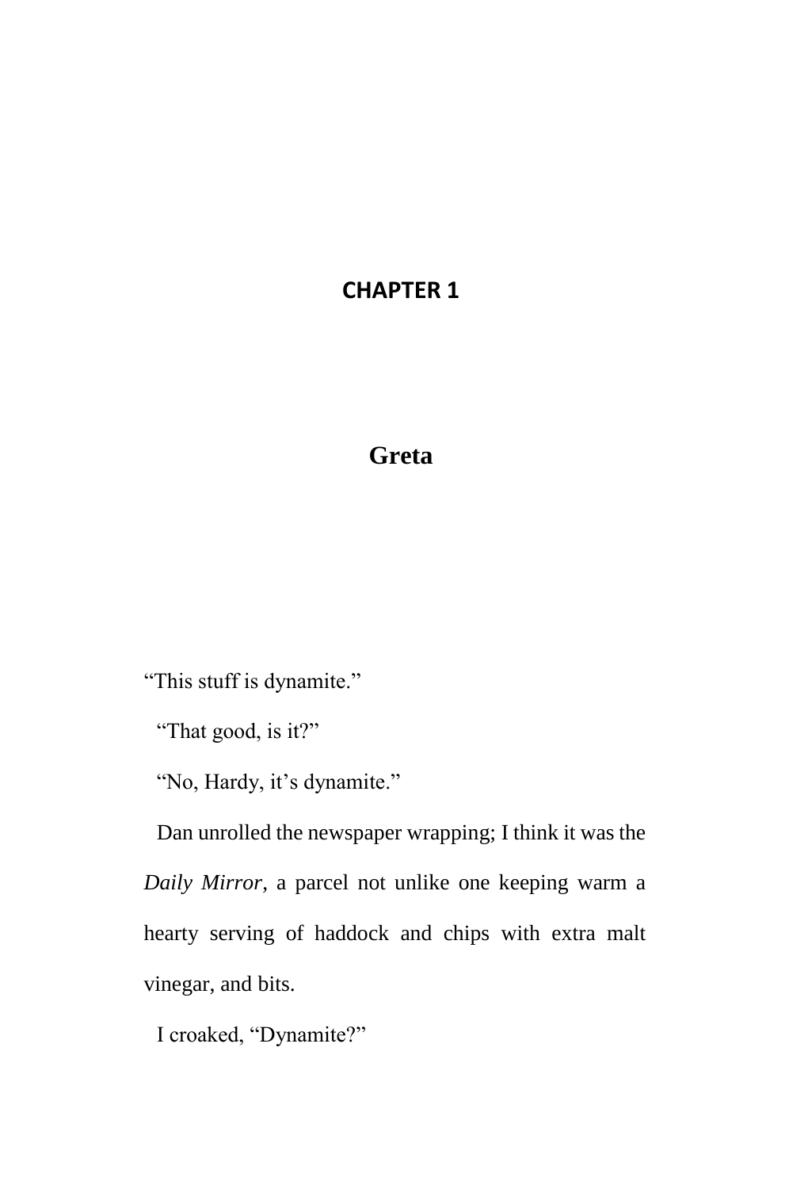# CHAPTER 1

## Greta

"This stuff is dynamite."

"That good, is it?"

"No, Hardy, it's dynamite."

Dan unrolled the newspaper wrapping; I think it was the *Daily Mirror*, a parcel not unlike one keeping warm a hearty serving of haddock and chips with extra malt vinegar, and bits.

I croaked, "Dynamite?"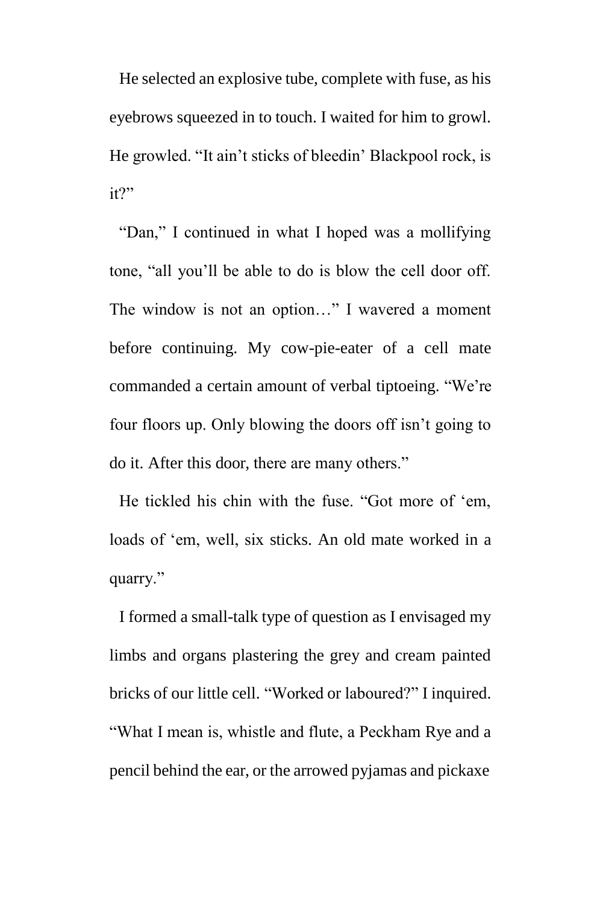He selected an explosive tube, complete with fuse, as his eyebrows squeezed in to touch. I waited for him to growl. He growled. "It ain't sticks of bleedin' Blackpool rock, is it?"

"Dan," I continued in what I hoped was a mollifying tone, "all you'll be able to do is blow the cell door off. The window is not an option…" I wavered a moment before continuing. My cow-pie-eater of a cell mate commanded a certain amount of verbal tiptoeing. "We're four floors up. Only blowing the doors off isn't going to do it. After this door, there are many others."

He tickled his chin with the fuse. "Got more of 'em, loads of 'em, well, six sticks. An old mate worked in a quarry."

I formed a small-talk type of question as I envisaged my limbs and organs plastering the grey and cream painted bricks of our little cell. "Worked or laboured?" I inquired. "What I mean is, whistle and flute, a Peckham Rye and a pencil behind the ear, or the arrowed pyjamas and pickaxe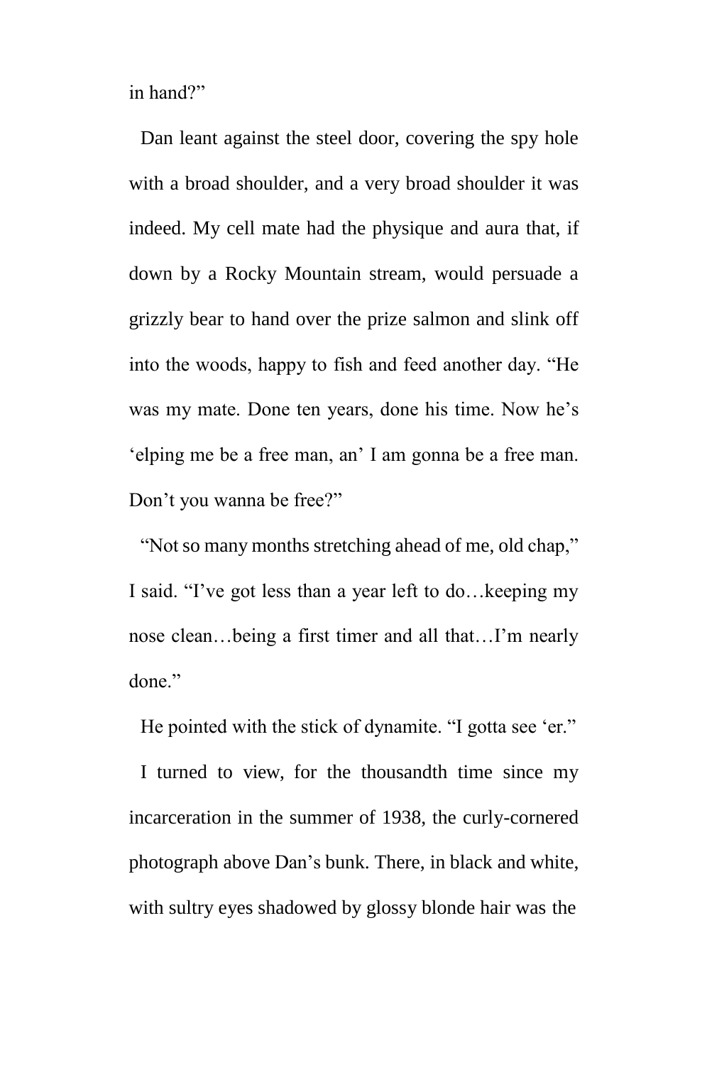in hand?"

Dan leant against the steel door, covering the spy hole with a broad shoulder, and a very broad shoulder it was indeed. My cell mate had the physique and aura that, if down by a Rocky Mountain stream, would persuade a grizzly bear to hand over the prize salmon and slink off into the woods, happy to fish and feed another day. "He was my mate. Done ten years, done his time. Now he's 'elping me be a free man, an' I am gonna be a free man. Don't you wanna be free?"

"Not so many months stretching ahead of me, old chap," I said. "I've got less than a year left to do…keeping my nose clean…being a first timer and all that…I'm nearly done."

He pointed with the stick of dynamite. "I gotta see 'er."

I turned to view, for the thousandth time since my incarceration in the summer of 1938, the curly-cornered photograph above Dan's bunk. There, in black and white, with sultry eyes shadowed by glossy blonde hair was the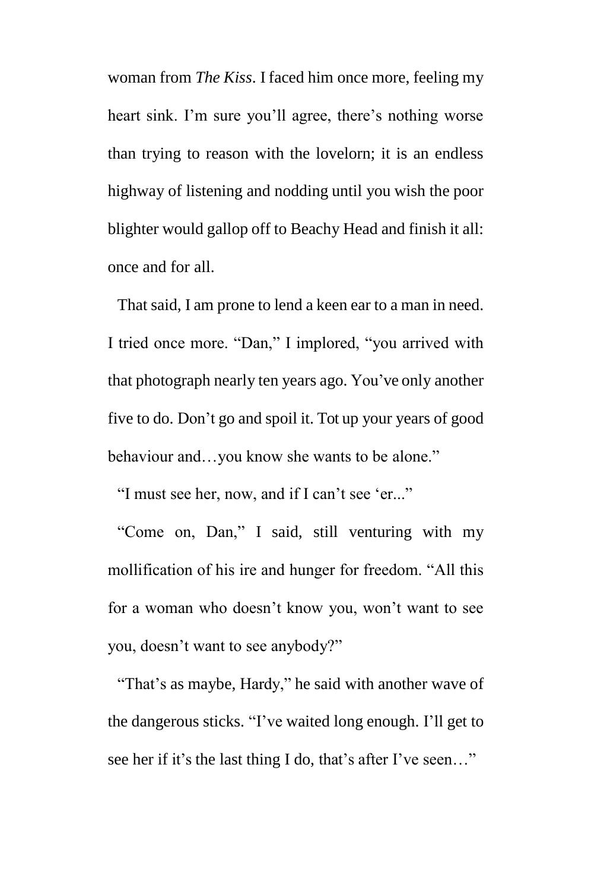woman from *The Kiss*. I faced him once more, feeling my heart sink. I'm sure you'll agree, there's nothing worse than trying to reason with the lovelorn; it is an endless highway of listening and nodding until you wish the poor blighter would gallop off to Beachy Head and finish it all: once and for all.

That said, I am prone to lend a keen ear to a man in need. I tried once more. "Dan," I implored, "you arrived with that photograph nearly ten years ago. You've only another five to do. Don't go and spoil it. Tot up your years of good behaviour and…you know she wants to be alone."

"I must see her, now, and if I can't see 'er..."

"Come on, Dan," I said, still venturing with my mollification of his ire and hunger for freedom. "All this for a woman who doesn't know you, won't want to see you, doesn't want to see anybody?"

"That's as maybe, Hardy," he said with another wave of the dangerous sticks. "I've waited long enough. I'll get to see her if it's the last thing I do, that's after I've seen…"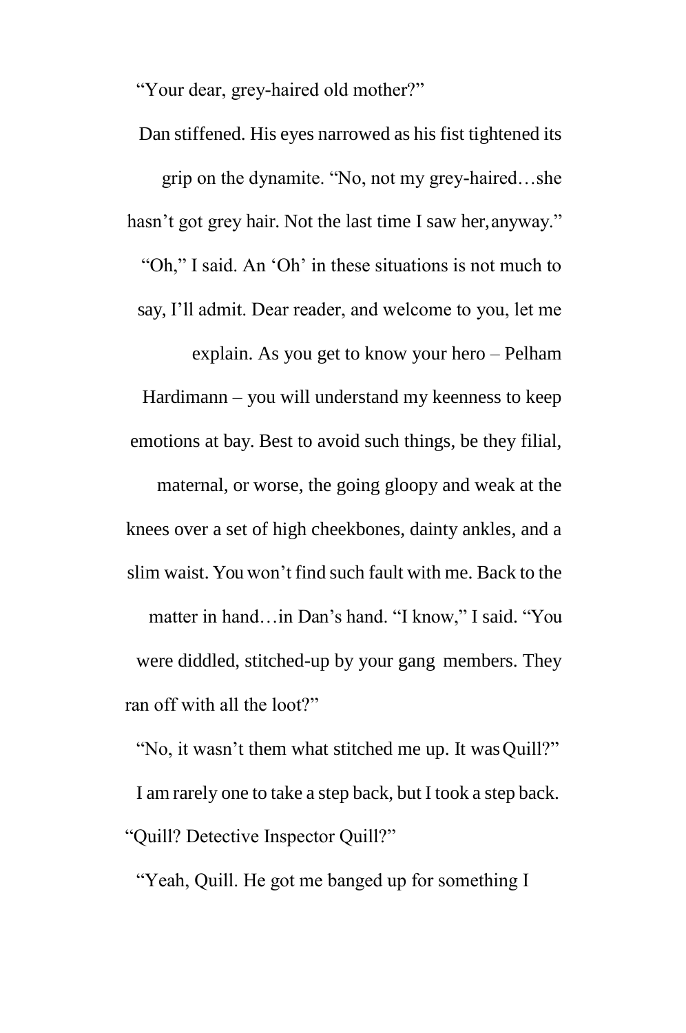"Your dear, grey-haired old mother?"

Dan stiffened. His eyes narrowed as his fist tightened its grip on the dynamite. "No, not my grey-haired…she hasn't got grey hair. Not the last time I saw her, anyway."

"Oh," I said. An 'Oh' in these situations is not much to say, I'll admit. Dear reader, and welcome to you, let me explain. As you get to know your hero – Pelham Hardimann – you will understand my keenness to keep emotions at bay. Best to avoid such things, be they filial, maternal, or worse, the going gloopy and weak at the knees over a set of high cheekbones, dainty ankles, and a slim waist. You won't find such fault with me. Back to the matter in hand…in Dan's hand. "I know," I said. "You were diddled, stitched-up by your gang members. They ran off with all the loot?"

"No, it wasn't them what stitched me up. It was Quill?"

I am rarely one to take a step back, but I took a step back. "Quill? Detective Inspector Quill?"

"Yeah, Quill. He got me banged up for something I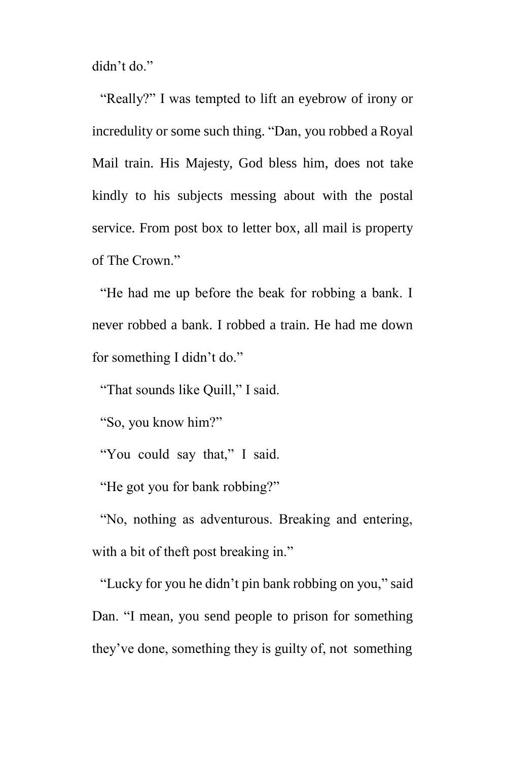didn't do."

"Really?" I was tempted to lift an eyebrow of irony or incredulity or some such thing. "Dan, you robbed a Royal Mail train. His Majesty, God bless him, does not take kindly to his subjects messing about with the postal service. From post box to letter box, all mail is property of The Crown."

"He had me up before the beak for robbing a bank. I never robbed a bank. I robbed a train. He had me down for something I didn't do."

"That sounds like Quill," I said.

"So, you know him?"

"You could say that," I said.

"He got you for bank robbing?"

"No, nothing as adventurous. Breaking and entering, with a bit of theft post breaking in."

"Lucky for you he didn't pin bank robbing on you," said Dan. "I mean, you send people to prison for something they've done, something they is guilty of, not something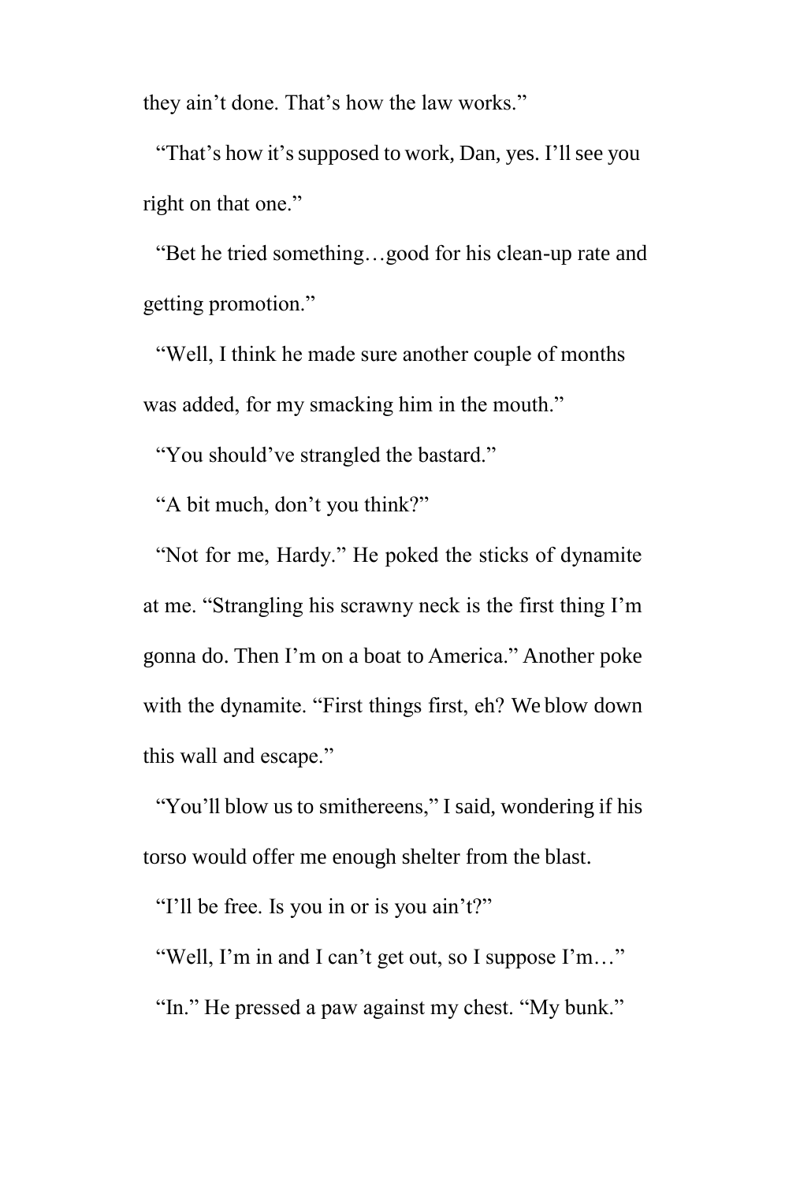they ain’t done. That’s how the law works.”

“That’s how it’s supposed to work, Dan, yes. I’ll see you right on that one.”

“Bet he tried something…good for his clean-up rate and getting promotion.”

“Well, I think he made sure another couple of months was added, for my smacking him in the mouth.”

“You should’ve strangled the bastard.”

“A bit much, don’t you think?”

“Not for me, Hardy.” He poked the sticks of dynamite at me. “Strangling his scrawny neck is the first thing I’m gonna do. Then I’m on a boat to America.” Another poke with the dynamite. “First things first, eh? We blow down this wall and escape.”

“You’ll blow us to smithereens,” I said, wondering if his torso would offer me enough shelter from the blast.

“I’ll be free. Is you in or is you ain’t?”

“Well, I’m in and I can’t get out, so I suppose I’m…”

“In.” He pressed a paw against my chest. “My bunk.”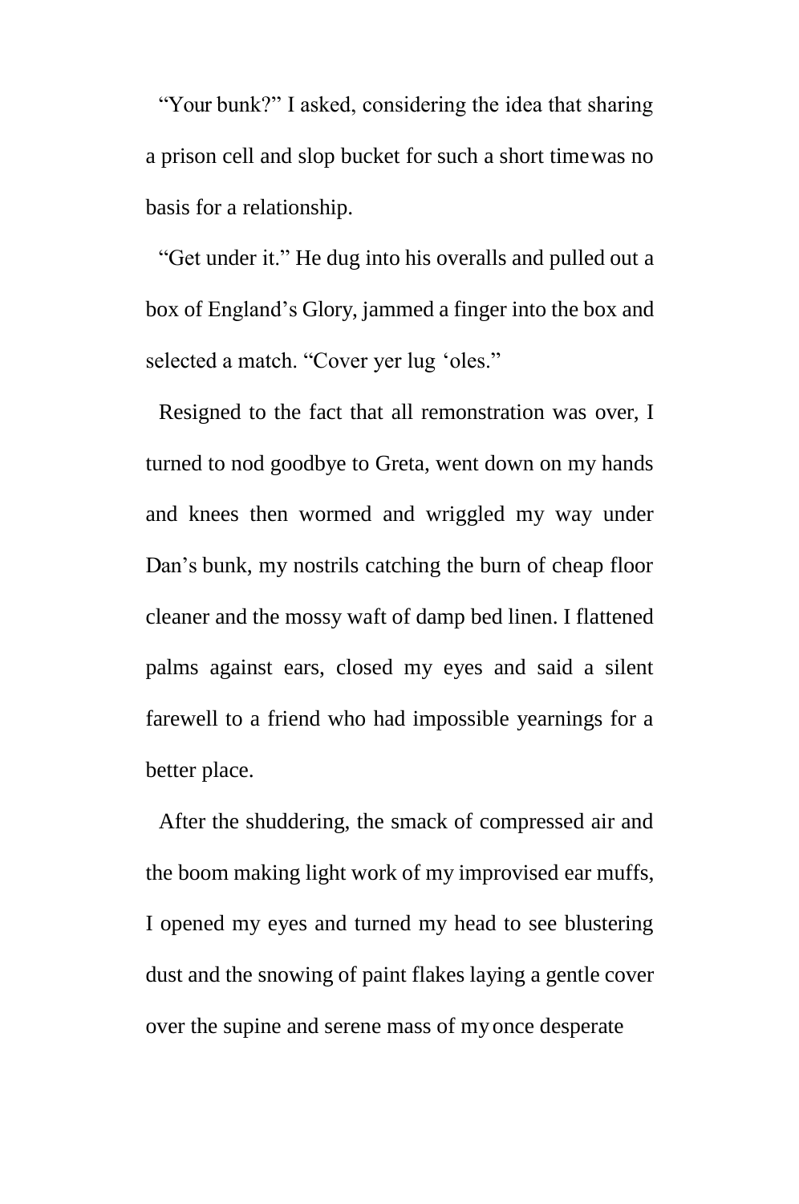"Your bunk?" I asked, considering the idea that sharing a prison cell and slop bucket for such a short time was no basis for a relationship.

"Get under it." He dug into his overalls and pulled out a box of England's Glory, jammed a finger into the box and selected a match. "Cover yer lug 'oles."

Resigned to the fact that all remonstration was over, I turned to nod goodbye to Greta, went down on my hands and knees then wormed and wriggled my way under Dan's bunk, my nostrils catching the burn of cheap floor cleaner and the mossy waft of damp bed linen. I flattened palms against ears, closed my eyes and said a silent farewell to a friend who had impossible yearnings for a better place.

After the shuddering, the smack of compressed air and the boom making light work of my improvised ear muffs, I opened my eyes and turned my head to see blustering dust and the snowing of paint flakes laying a gentle cover over the supine and serene mass of my once desperate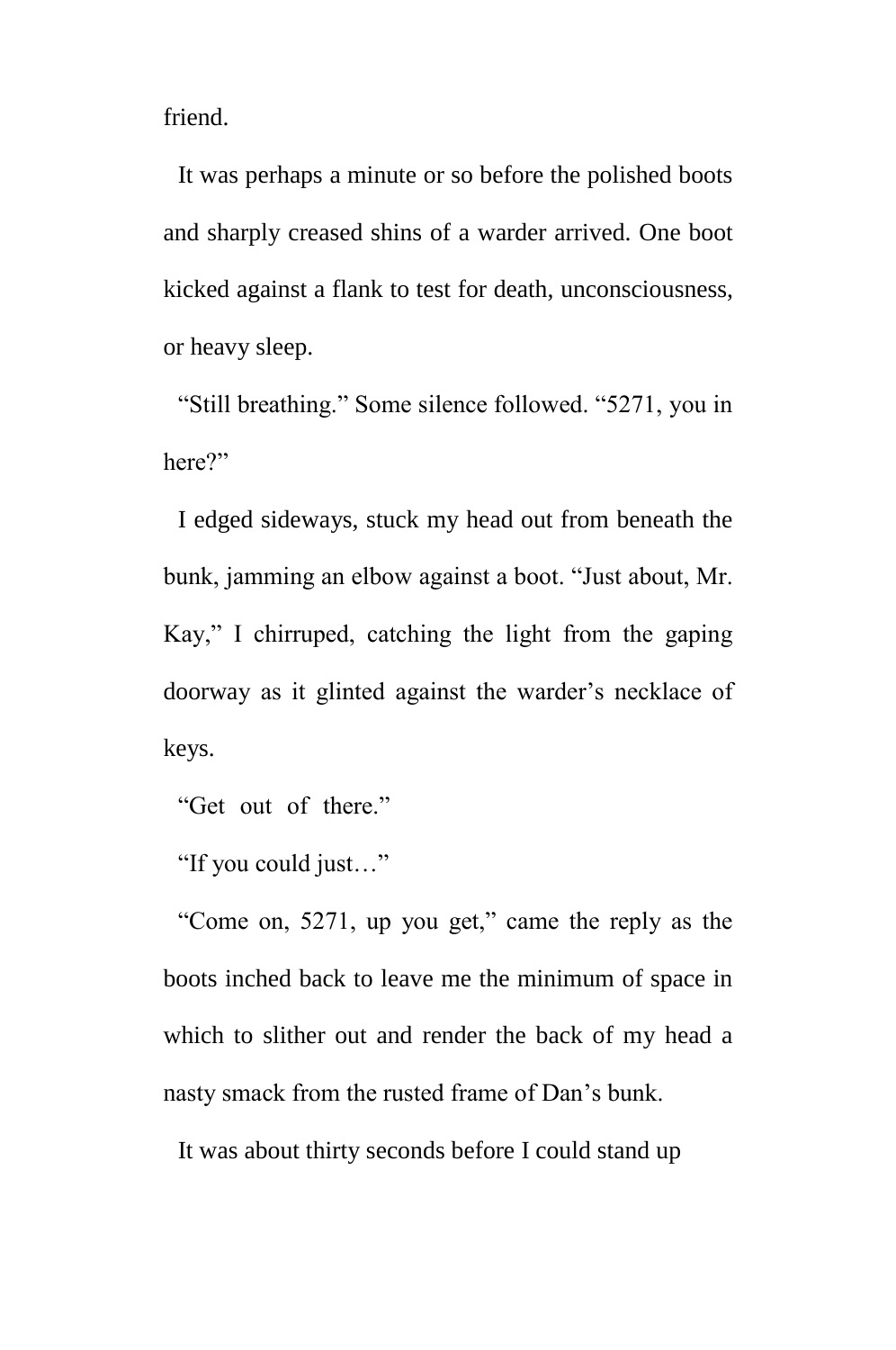friend.

It was perhaps a minute or so before the polished boots and sharply creased shins of a warder arrived. One boot kicked against a flank to test for death, unconsciousness, or heavy sleep.

"Still breathing." Some silence followed. "5271, you in here?"

I edged sideways, stuck my head out from beneath the bunk, jamming an elbow against a boot. "Just about, Mr. Kay," I chirruped, catching the light from the gaping doorway as it glinted against the warder's necklace of keys.

"Get out of there."

"If you could just…"

"Come on, 5271, up you get," came the reply as the boots inched back to leave me the minimum of space in which to slither out and render the back of my head a nasty smack from the rusted frame of Dan's bunk.

It was about thirty seconds before I could stand up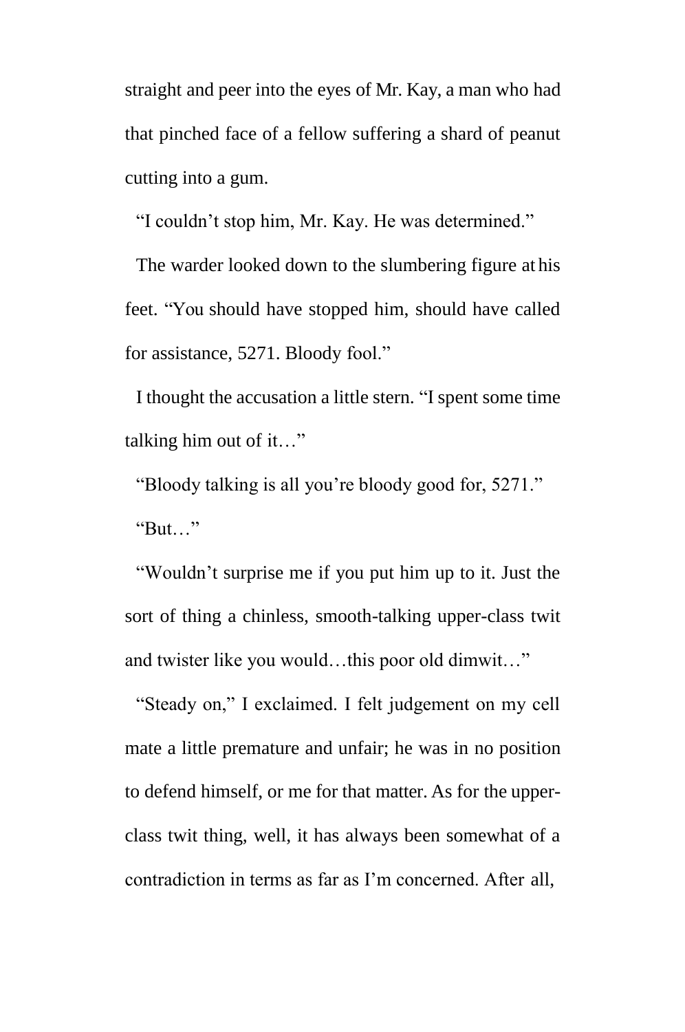straight and peer into the eyes of Mr. Kay, a man who had that pinched face of a fellow suffering a shard of peanut cutting into a gum.

"I couldn't stop him, Mr. Kay. He was determined."

The warder looked down to the slumbering figure at his feet. "You should have stopped him, should have called for assistance, 5271. Bloody fool."

I thought the accusation a little stern. "I spent some time talking him out of it…"

"Bloody talking is all you're bloody good for, 5271."

"But…"

"Wouldn't surprise me if you put him up to it. Just the sort of thing a chinless, smooth-talking upper-class twit and twister like you would…this poor old dimwit…"

"Steady on," I exclaimed. I felt judgement on my cell mate a little premature and unfair; he was in no position to defend himself, or me for that matter. As for the upper-class twit thing, well, it has always been somewhat of a contradiction in terms as far as I'm concerned. After all,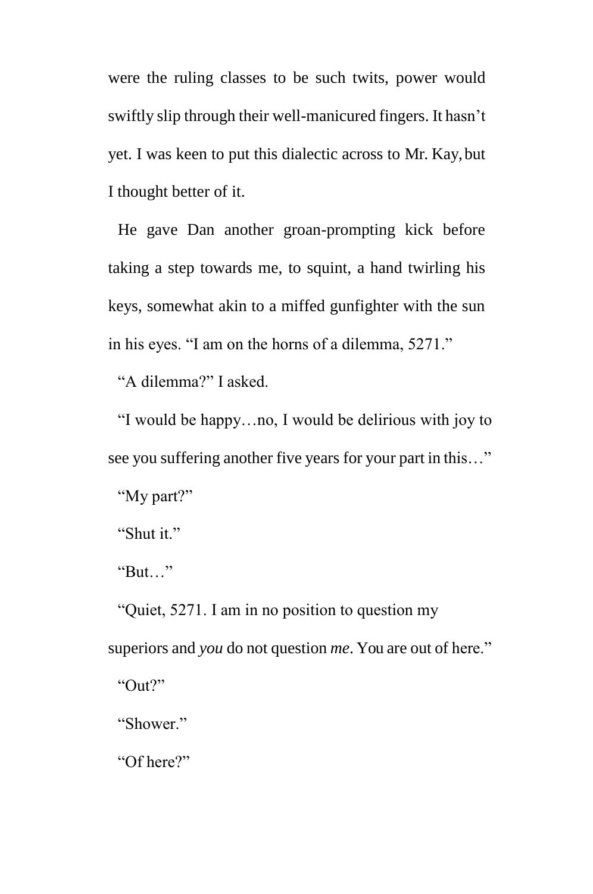were the ruling classes to be such twits, power would swiftly slip through their well-manicured fingers. It hasn't yet. I was keen to put this dialectic across to Mr. Kay, but I thought better of it.

He gave Dan another groan-prompting kick before taking a step towards me, to squint, a hand twirling his keys, somewhat akin to a miffed gunfighter with the sun in his eyes. "I am on the horns of a dilemma, 5271."

"A dilemma?" I asked.

"I would be happy…no, I would be delirious with joy to see you suffering another five years for your part in this…"

"My part?"

"Shut it."

"But…"

"Quiet, 5271. I am in no position to question my superiors and *you* do not question *me*. You are out of here."

"Out?"

"Shower."

"Of here?"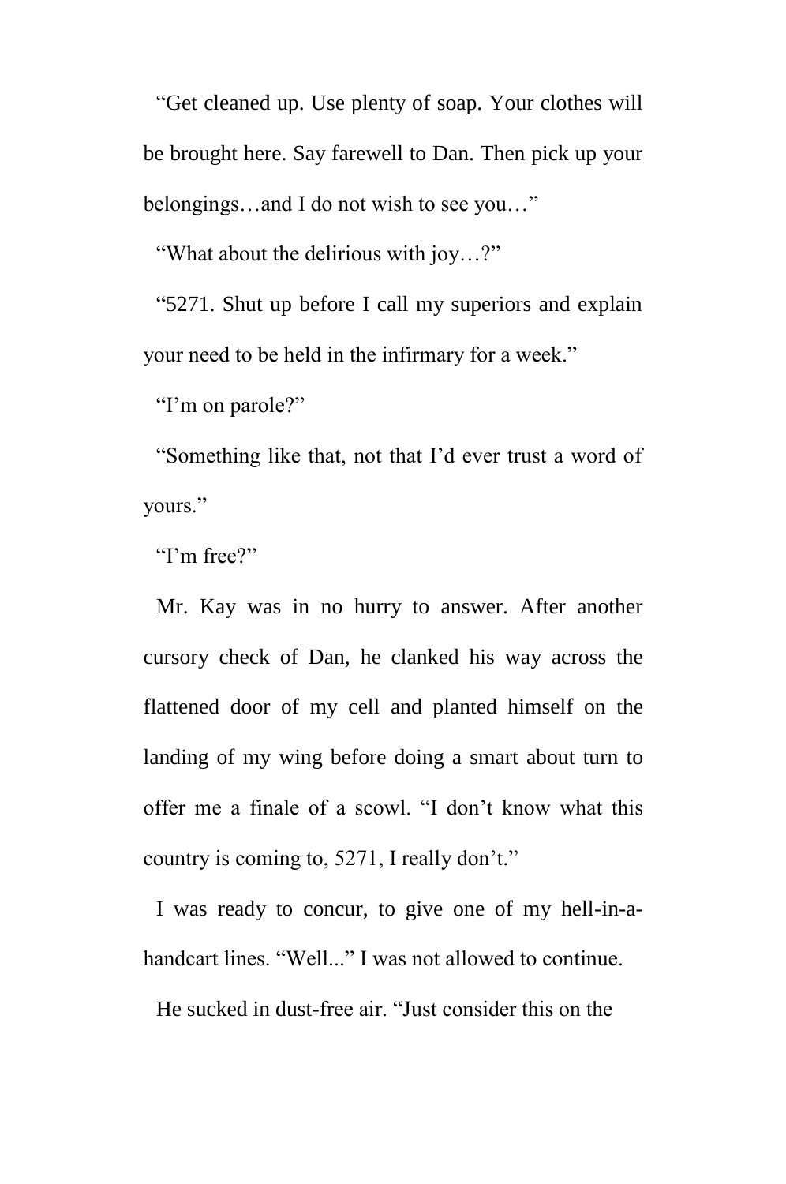"Get cleaned up. Use plenty of soap. Your clothes will be brought here. Say farewell to Dan. Then pick up your belongings…and I do not wish to see you…"

"What about the delirious with joy…?"

"5271. Shut up before I call my superiors and explain your need to be held in the infirmary for a week."

"I'm on parole?"

"Something like that, not that I'd ever trust a word of yours."

"I'm free?"

Mr. Kay was in no hurry to answer. After another cursory check of Dan, he clanked his way across the flattened door of my cell and planted himself on the landing of my wing before doing a smart about turn to offer me a finale of a scowl. "I don't know what this country is coming to, 5271, I really don't."

I was ready to concur, to give one of my hell-in-a-handcart lines. "Well..." I was not allowed to continue.

He sucked in dust-free air. "Just consider this on the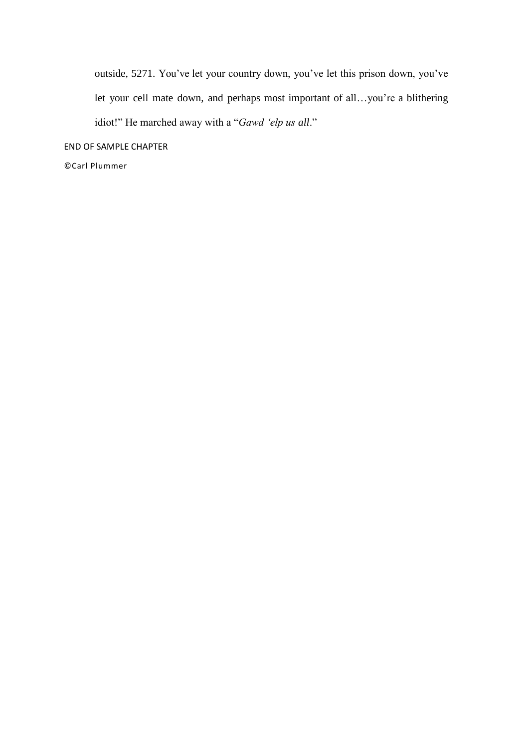outside, 5271. You've let your country down, you've let this prison down, you've let your cell mate down, and perhaps most important of all…you're a blithering idiot!" He marched away with a "*Gawd 'elp us all*."

END OF SAMPLE CHAPTER

©Carl Plummer